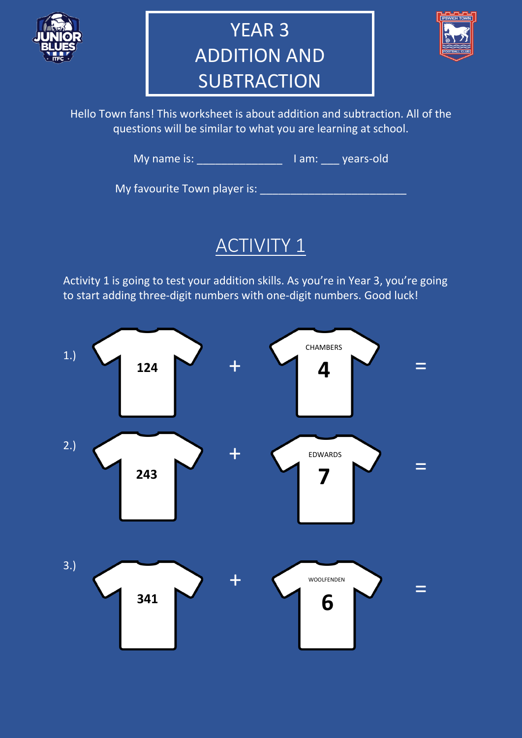# YEAR 3 ADDITION AND SUBTRACTION

Hello Town fans! This worksheet is about addition and subtraction. All of the questions will be similar to what you are learning at school.

My name is: ______________ I am: ___ years-old

My favourite Town player is: _________________________

## ACTIVITY 1

Activity 1 is going to test your addition skills. As you're in Year 3, you're going to start adding three-digit numbers with one-digit numbers. Good luck!

1.) 124 + CHAMBERS 4 =

2.) 243 + EDWARDS 7 =

3.) 341 + WOOLFENDEN 6 =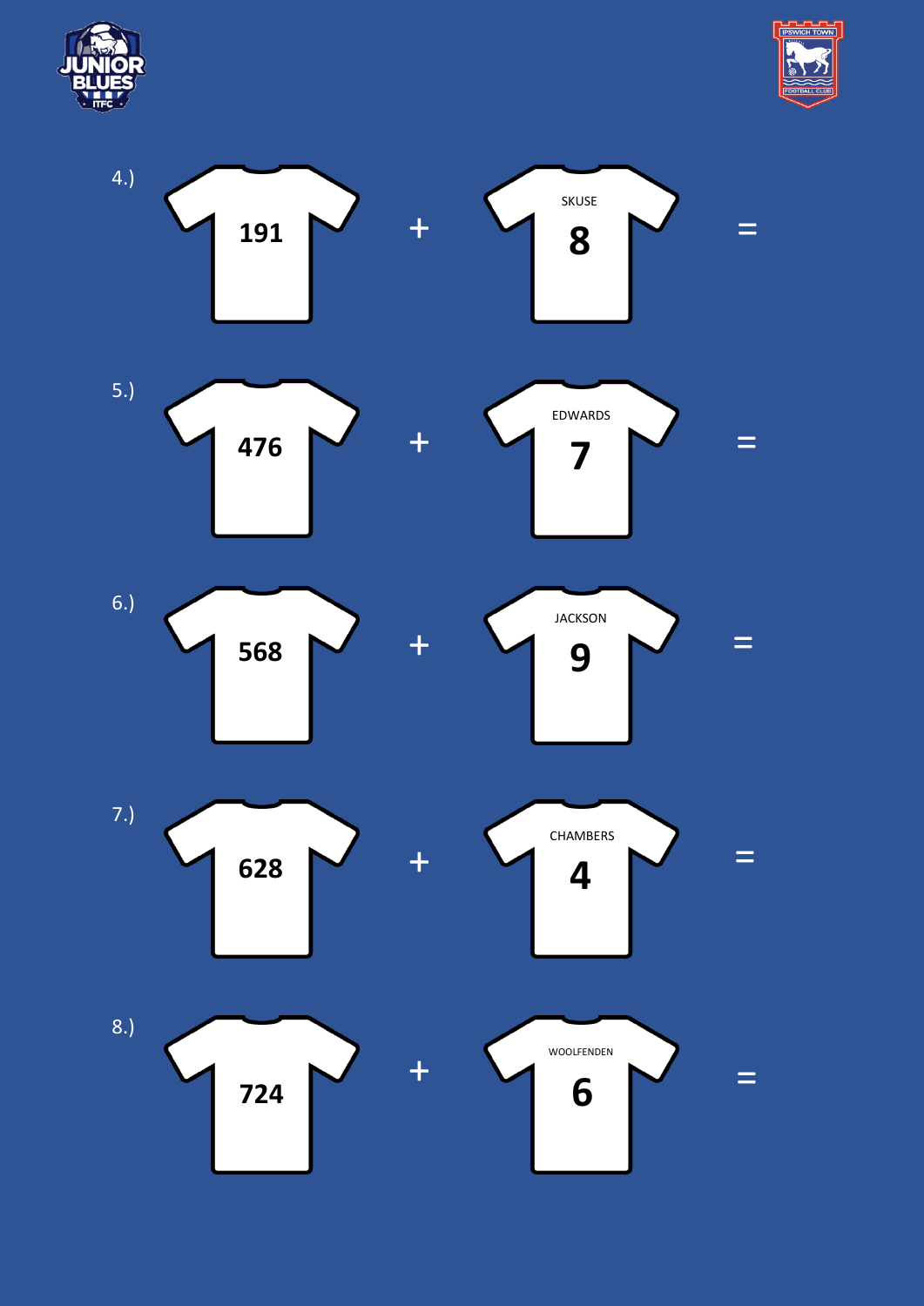4.) 191 + SKUSE 8 =

5.) 476 + EDWARDS 7 =

6.) 568 + JACKSON 9 =

7.) 628 + CHAMBERS 4 =

8.) 724 + WOOLFENDEN 6 =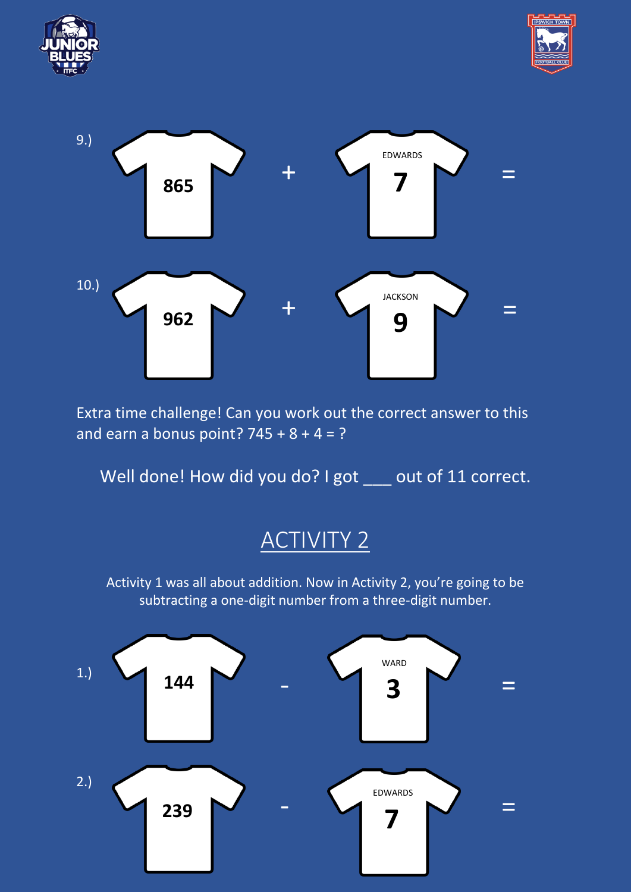9.) 865 + EDWARDS 7 =

10.) 962 + JACKSON 9 =

Extra time challenge! Can you work out the correct answer to this and earn a bonus point? 745 + 8 + 4 = ?

Well done! How did you do? I got ___ out of 11 correct.

## ACTIVITY 2

Activity 1 was all about addition. Now in Activity 2, you're going to be subtracting a one-digit number from a three-digit number.

1.) 144 - WARD 3 =

2.) 239 - EDWARDS 7 =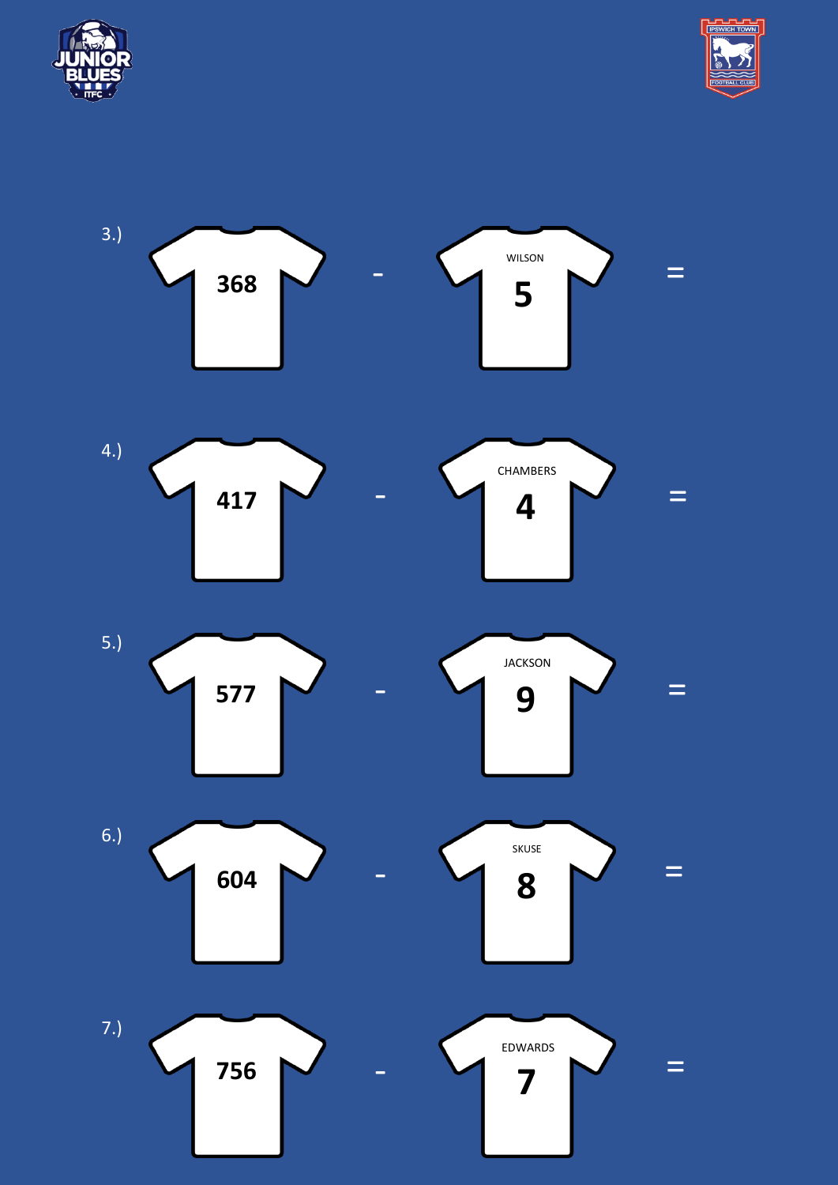3.) 368 - WILSON 5 =

4.) 417 - CHAMBERS 4 =

5.) 577 - JACKSON 9 =

6.) 604 - SKUSE 8 =

7.) 756 - EDWARDS 7 =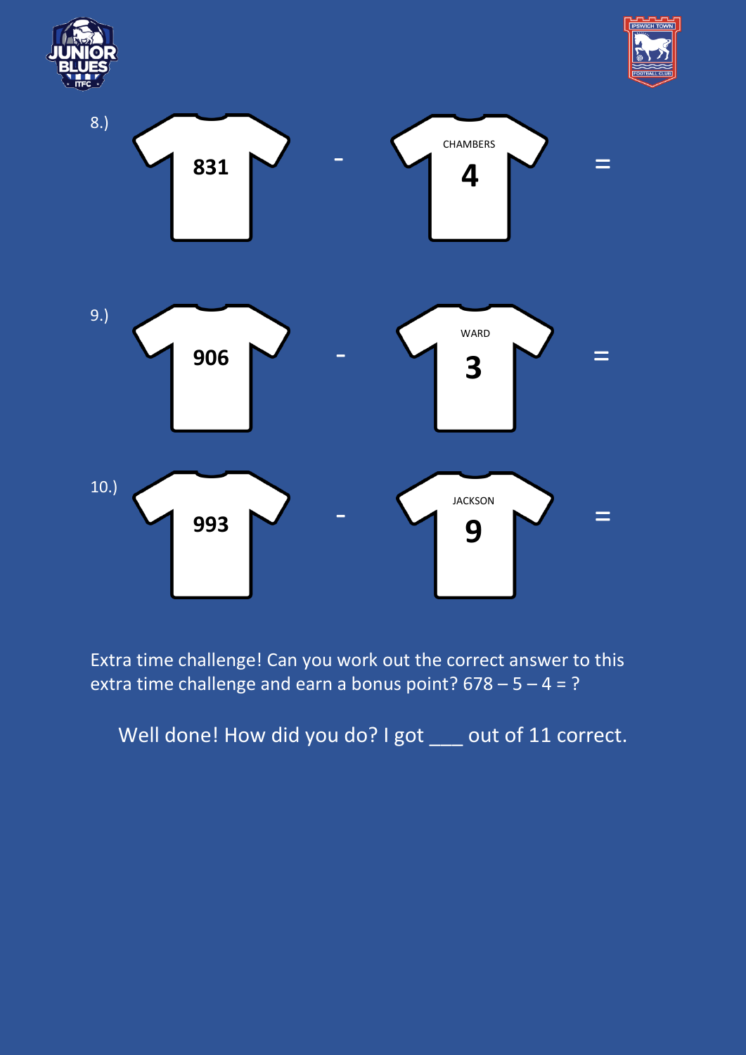8.) 831 - CHAMBERS 4 =

9.) 906 - WARD 3 =

10.) 993 - JACKSON 9 =

Extra time challenge! Can you work out the correct answer to this extra time challenge and earn a bonus point? 678 – 5 – 4 = ?

Well done! How did you do? I got ___ out of 11 correct.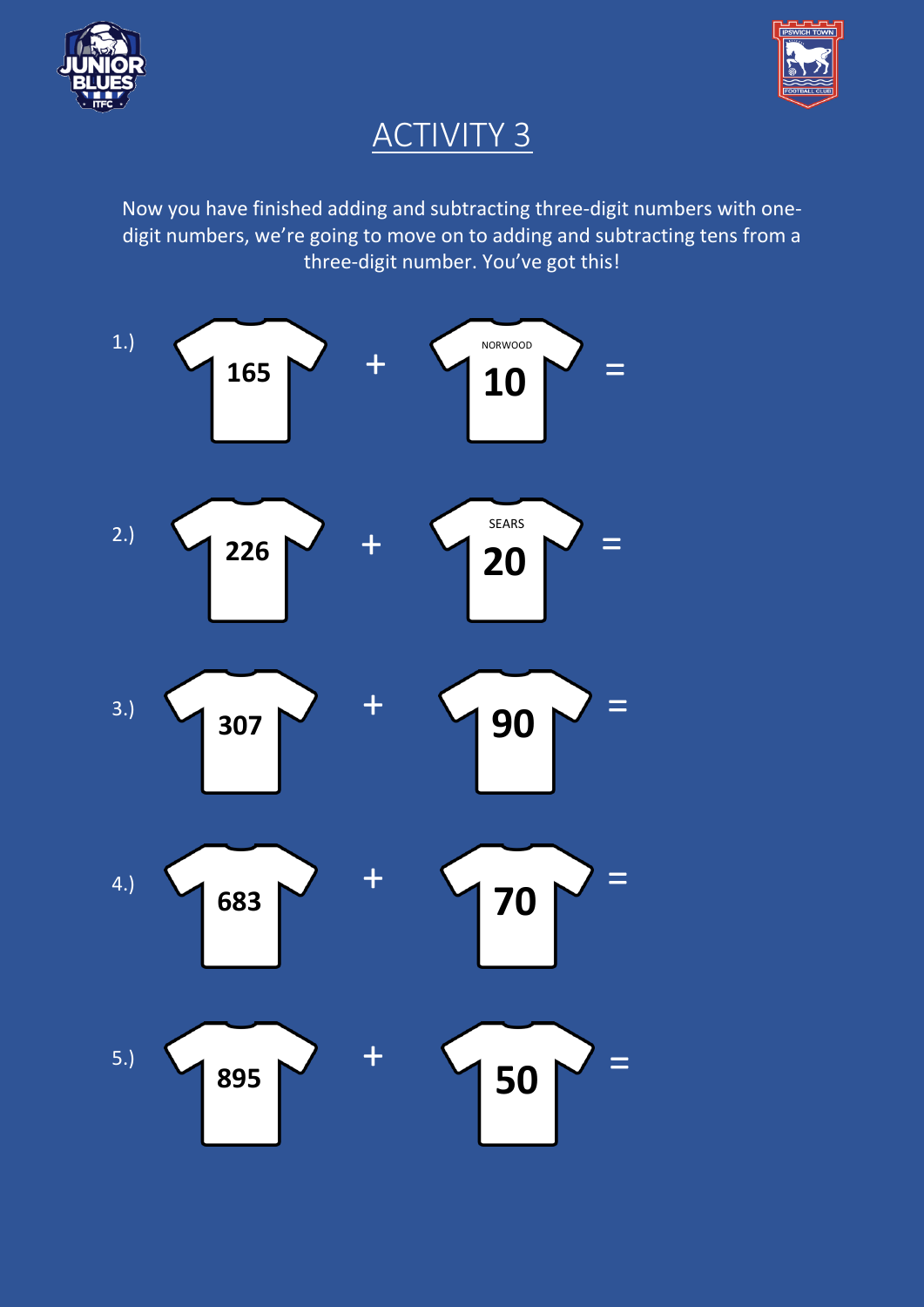# ACTIVITY 3

Now you have finished adding and subtracting three-digit numbers with one-digit numbers, we're going to move on to adding and subtracting tens from a three-digit number. You've got this!

1.) 165 + NORWOOD 10 =

2.) 226 + SEARS 20 =

3.) 307 + 90 =

4.) 683 + 70 =

5.) 895 + 50 =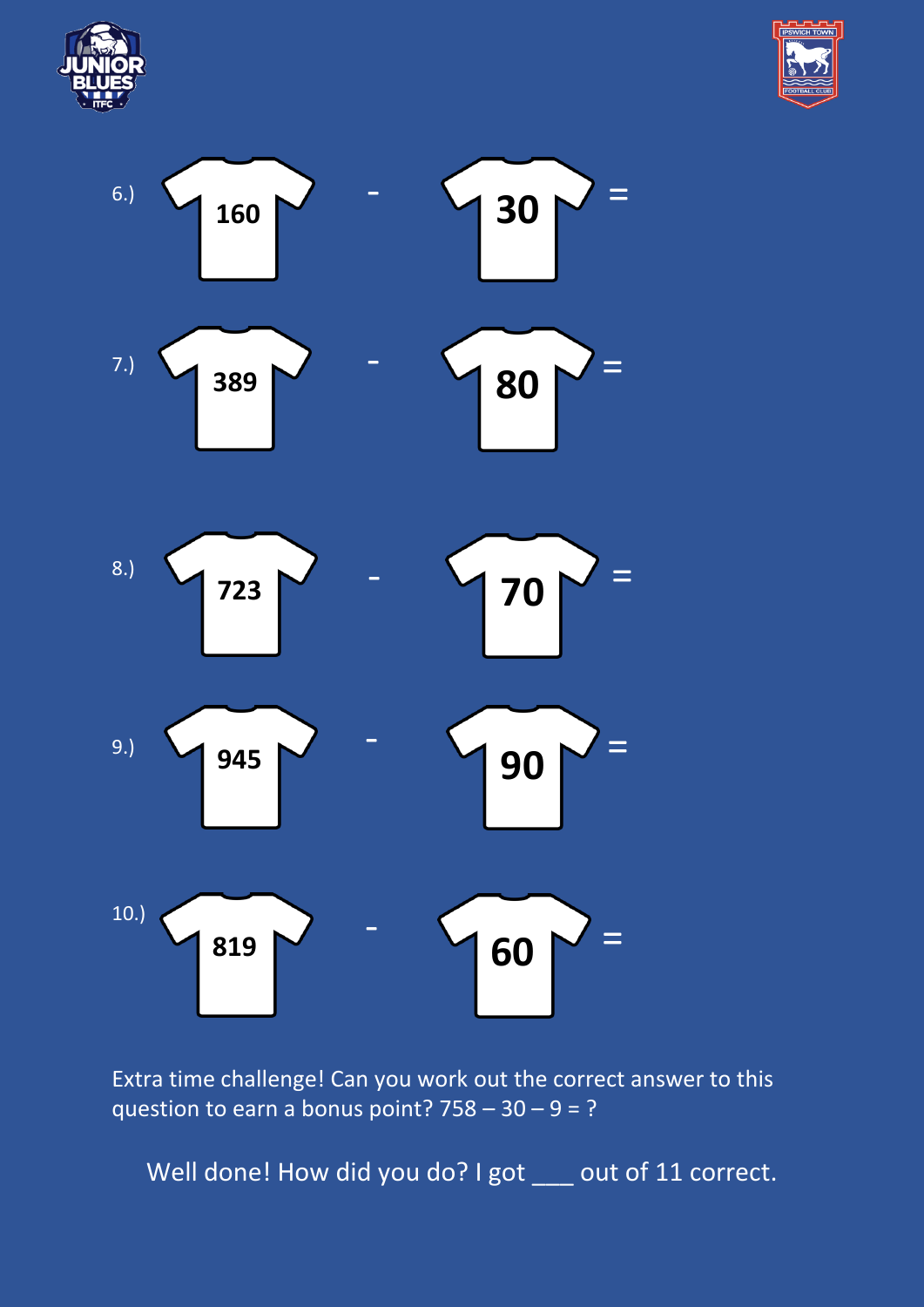6.) 160 - 30 =

7.) 389 - 80 =

8.) 723 - 70 =

9.) 945 - 90 =

10.) 819 - 60 =

Extra time challenge! Can you work out the correct answer to this question to earn a bonus point? 758 – 30 – 9 = ?

Well done! How did you do? I got ___ out of 11 correct.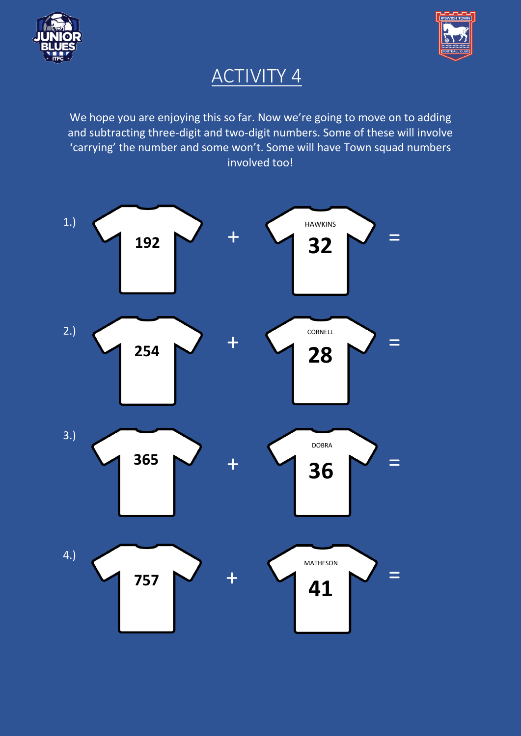# ACTIVITY 4

We hope you are enjoying this so far. Now we're going to move on to adding and subtracting three-digit and two-digit numbers. Some of these will involve 'carrying' the number and some won't. Some will have Town squad numbers involved too!

1.) 192 + HAWKINS 32 =

2.) 254 + CORNELL 28 =

3.) 365 + DOBRA 36 =

4.) 757 + MATHESON 41 =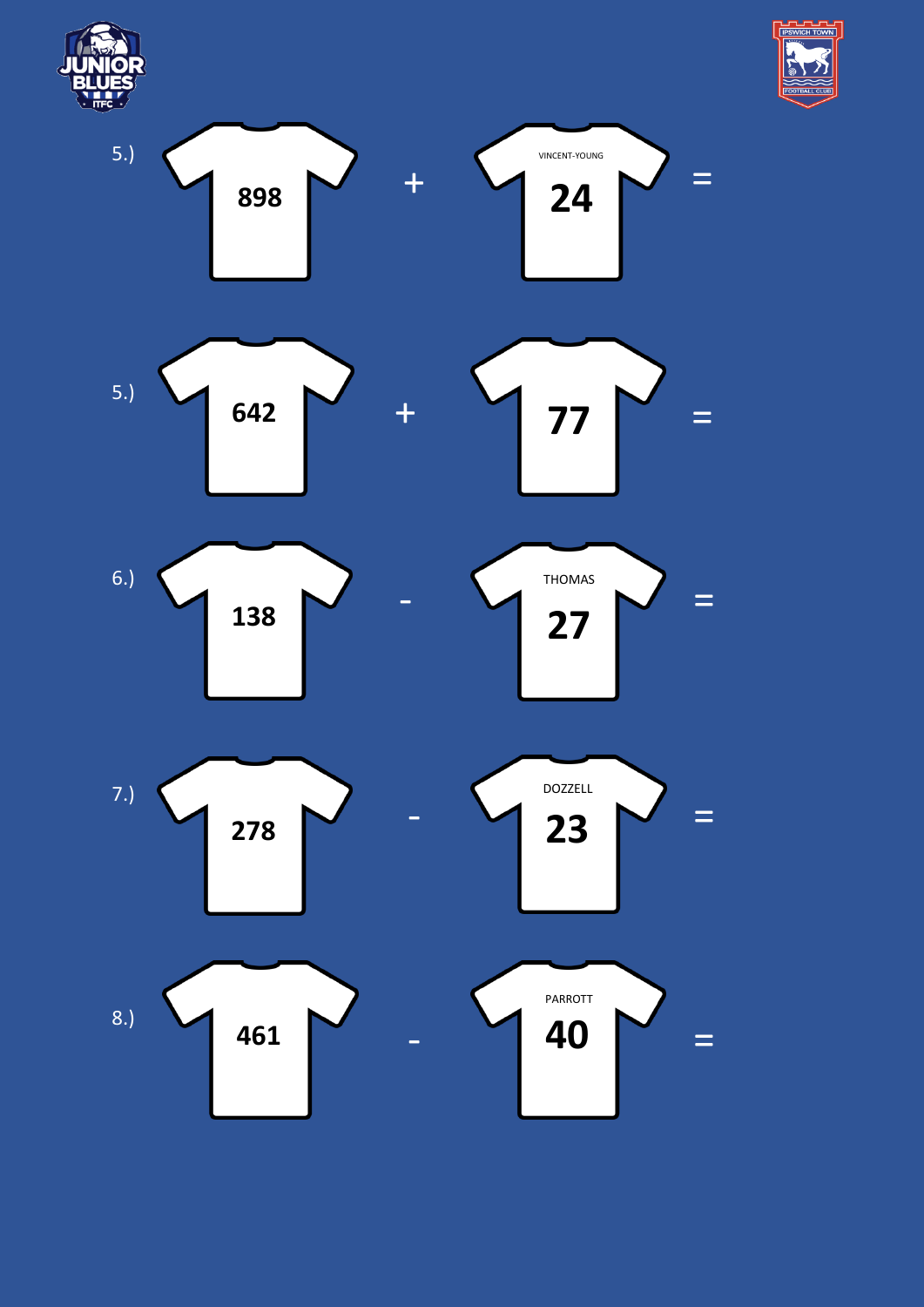5.) 898 + VINCENT-YOUNG 24 =

5.) 642 + 77 =

6.) 138 - THOMAS 27 =

7.) 278 - DOZZELL 23 =

8.) 461 - PARROTT 40 =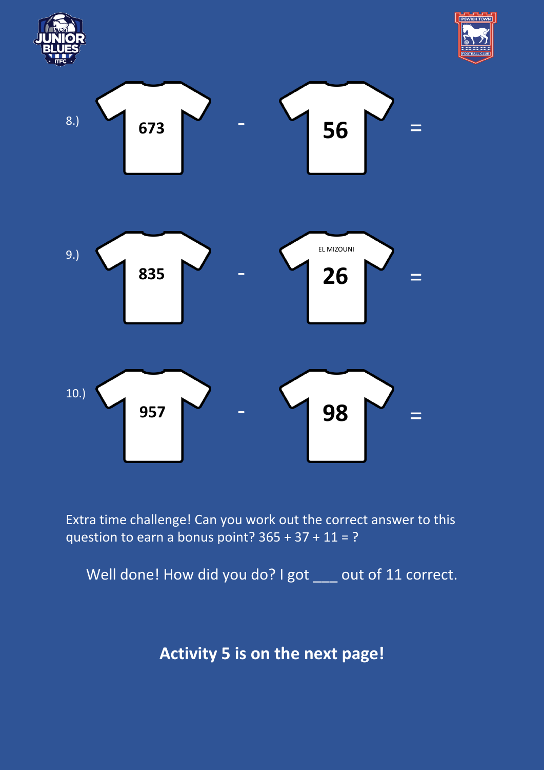8.) 673 - 56 =

9.) 835 - EL MIZOUNI 26 =

10.) 957 - 98 =

Extra time challenge! Can you work out the correct answer to this question to earn a bonus point? 365 + 37 + 11 = ?

Well done! How did you do? I got ___ out of 11 correct.

**Activity 5 is on the next page!**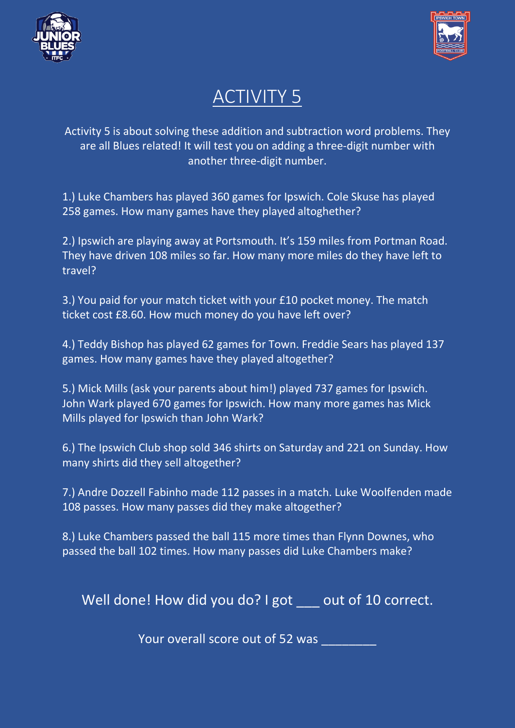# ACTIVITY 5

Activity 5 is about solving these addition and subtraction word problems. They are all Blues related! It will test you on adding a three-digit number with another three-digit number.

1.) Luke Chambers has played 360 games for Ipswich. Cole Skuse has played 258 games. How many games have they played altoghether?

2.) Ipswich are playing away at Portsmouth. It's 159 miles from Portman Road. They have driven 108 miles so far. How many more miles do they have left to travel?

3.) You paid for your match ticket with your £10 pocket money. The match ticket cost £8.60. How much money do you have left over?

4.) Teddy Bishop has played 62 games for Town. Freddie Sears has played 137 games. How many games have they played altogether?

5.) Mick Mills (ask your parents about him!) played 737 games for Ipswich. John Wark played 670 games for Ipswich. How many more games has Mick Mills played for Ipswich than John Wark?

6.) The Ipswich Club shop sold 346 shirts on Saturday and 221 on Sunday. How many shirts did they sell altogether?

7.) Andre Dozzell Fabinho made 112 passes in a match. Luke Woolfenden made 108 passes. How many passes did they make altogether?

8.) Luke Chambers passed the ball 115 more times than Flynn Downes, who passed the ball 102 times. How many passes did Luke Chambers make?

Well done! How did you do? I got ___ out of 10 correct.

Your overall score out of 52 was ________